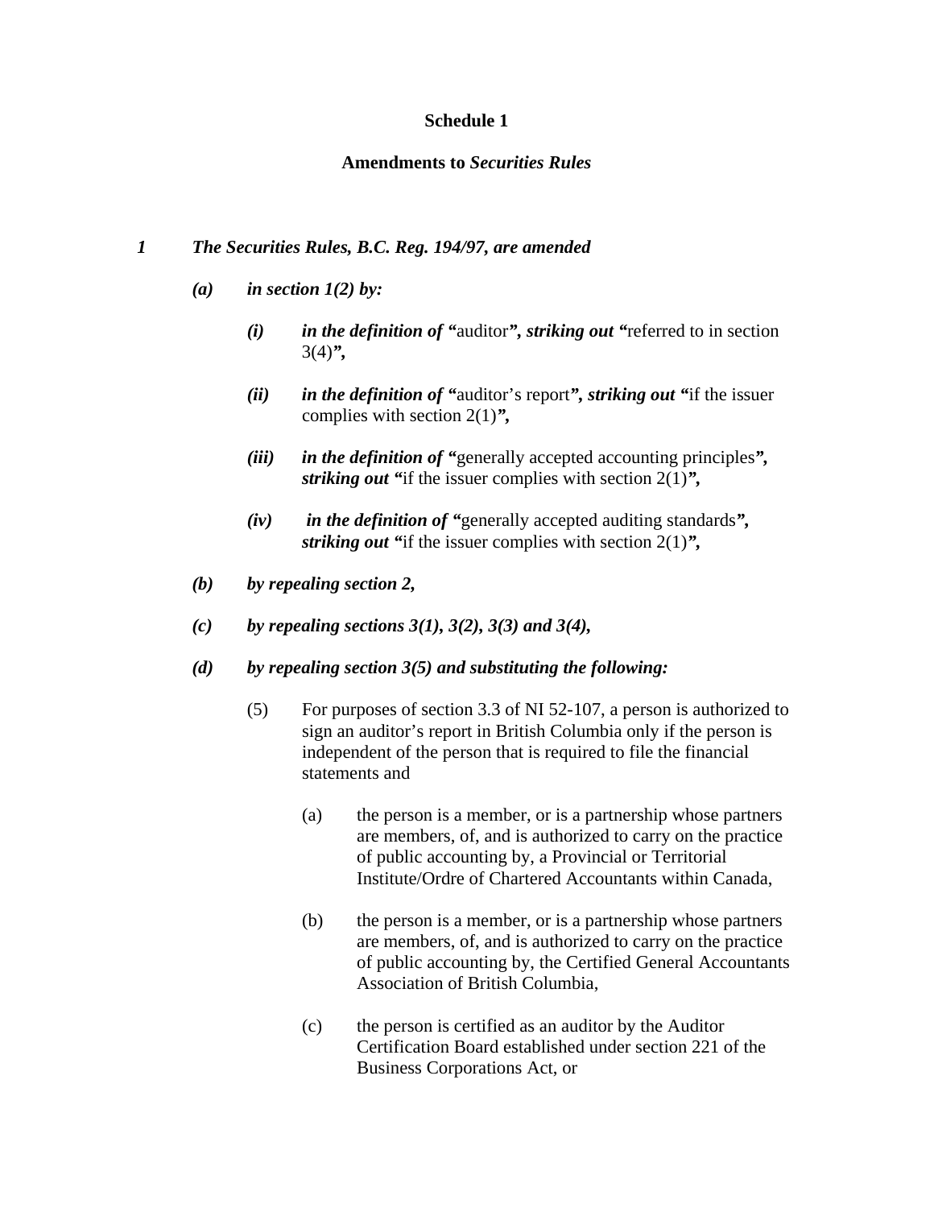**Schedule 1**

**Amendments to *Securities Rules***

***1 The Securities Rules, B.C. Reg. 194/97, are amended***

***(a) in section 1(2) by:***

***(i) in the definition of "***auditor***", striking out "***referred to in section 3(4)***",***

***(ii) in the definition of "***auditor's report***", striking out "***if the issuer complies with section 2(1)***",***

***(iii) in the definition of "***generally accepted accounting principles***", striking out "***if the issuer complies with section 2(1)***",***

***(iv) in the definition of "***generally accepted auditing standards***", striking out "***if the issuer complies with section 2(1)***",***

***(b) by repealing section 2,***

***(c) by repealing sections 3(1), 3(2), 3(3) and 3(4),***

***(d) by repealing section 3(5) and substituting the following:***

(5) For purposes of section 3.3 of NI 52-107, a person is authorized to sign an auditor's report in British Columbia only if the person is independent of the person that is required to file the financial statements and

(a) the person is a member, or is a partnership whose partners are members, of, and is authorized to carry on the practice of public accounting by, a Provincial or Territorial Institute/Ordre of Chartered Accountants within Canada,

(b) the person is a member, or is a partnership whose partners are members, of, and is authorized to carry on the practice of public accounting by, the Certified General Accountants Association of British Columbia,

(c) the person is certified as an auditor by the Auditor Certification Board established under section 221 of the Business Corporations Act, or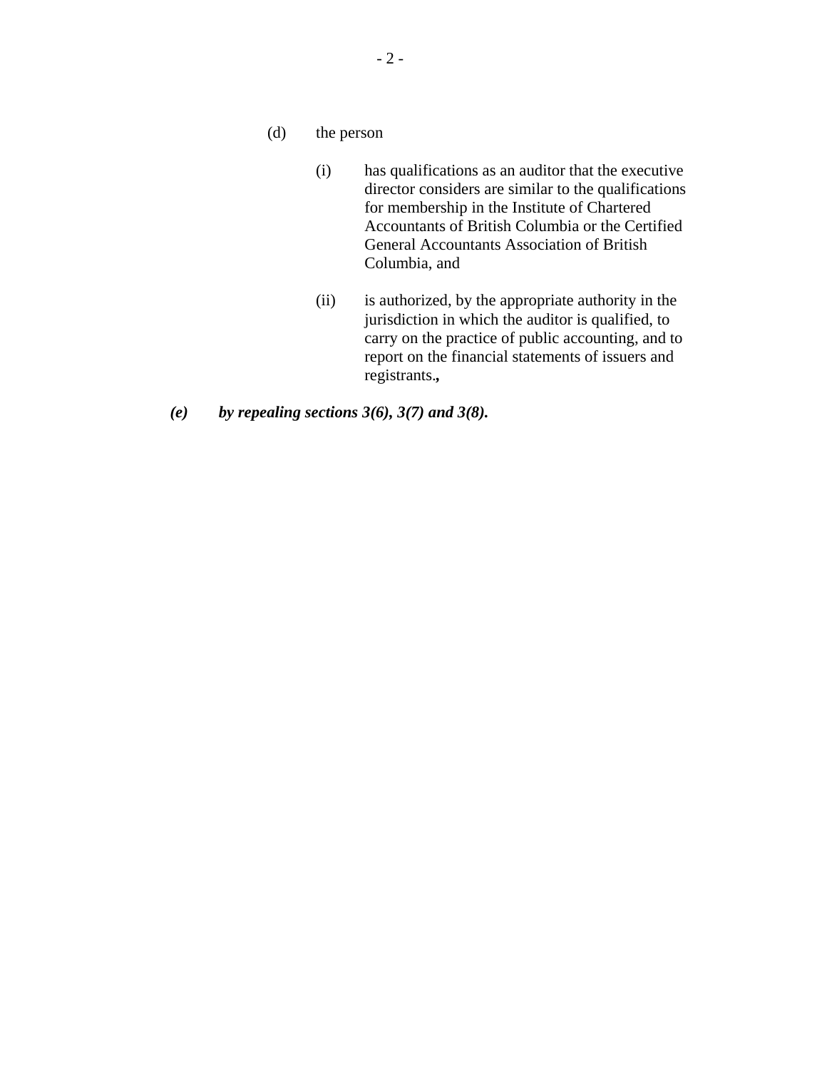(d) the person

(i) has qualifications as an auditor that the executive director considers are similar to the qualifications for membership in the Institute of Chartered Accountants of British Columbia or the Certified General Accountants Association of British Columbia, and

(ii) is authorized, by the appropriate authority in the jurisdiction in which the auditor is qualified, to carry on the practice of public accounting, and to report on the financial statements of issuers and registrants.**,**

***(e) by repealing sections 3(6), 3(7) and 3(8).***